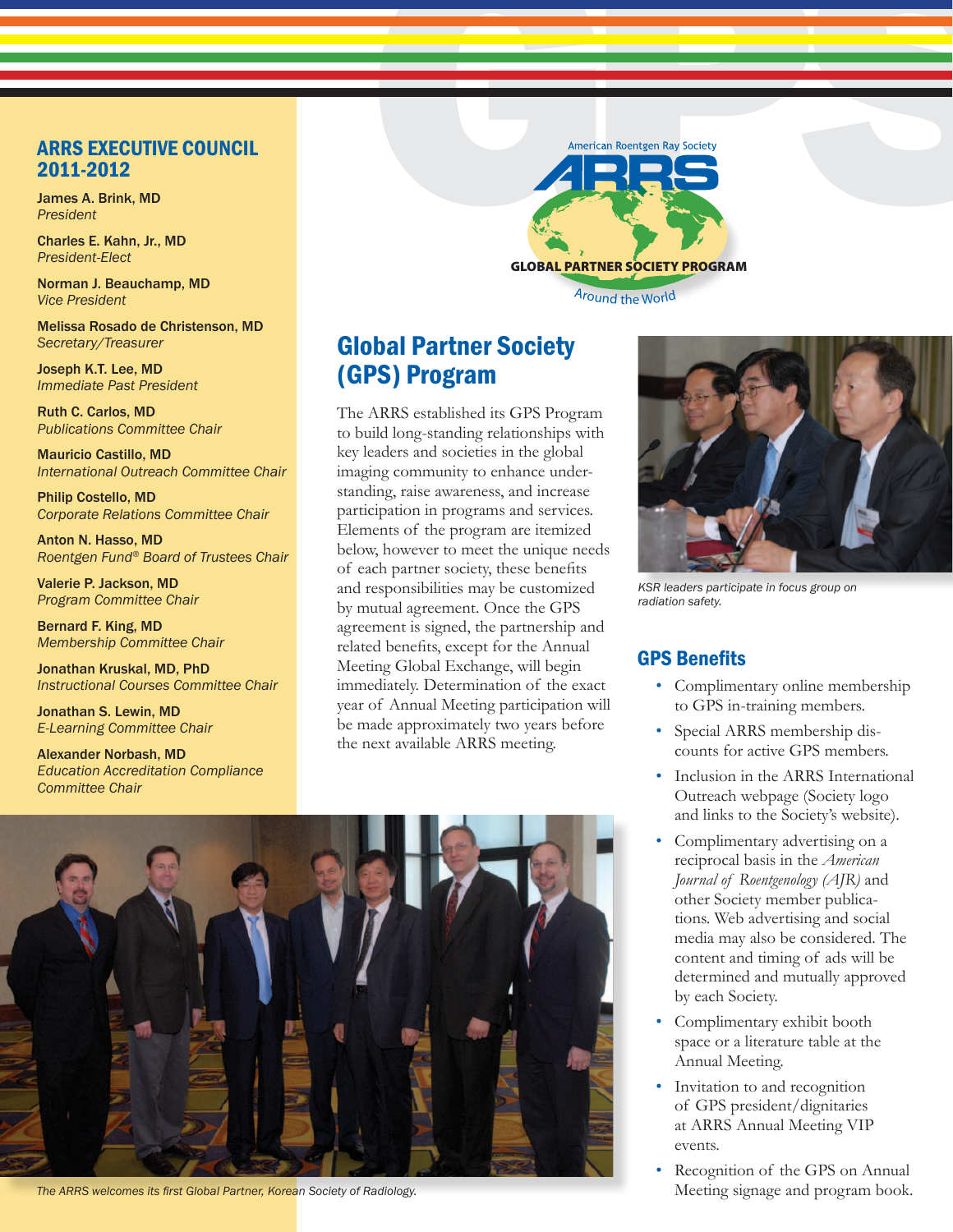## ARRS EXECUTIVE COUNCIL 2011-2012

**James A. Brink, MD**
*President*

**Charles E. Kahn, Jr., MD**
*President-Elect*

**Norman J. Beauchamp, MD**
*Vice President*

**Melissa Rosado de Christenson, MD**
*Secretary/Treasurer*

**Joseph K.T. Lee, MD**
*Immediate Past President*

**Ruth C. Carlos, MD**
*Publications Committee Chair*

**Mauricio Castillo, MD**
*International Outreach Committee Chair*

**Philip Costello, MD**
*Corporate Relations Committee Chair*

**Anton N. Hasso, MD**
*Roentgen Fund® Board of Trustees Chair*

**Valerie P. Jackson, MD**
*Program Committee Chair*

**Bernard F. King, MD**
*Membership Committee Chair*

**Jonathan Kruskal, MD, PhD**
*Instructional Courses Committee Chair*

**Jonathan S. Lewin, MD**
*E-Learning Committee Chair*

**Alexander Norbash, MD**
*Education Accreditation Compliance Committee Chair*

American Roentgen Ray Society
ARRS
GLOBAL PARTNER SOCIETY PROGRAM
Around the World

# Global Partner Society (GPS) Program

The ARRS established its GPS Program to build long-standing relationships with key leaders and societies in the global imaging community to enhance understanding, raise awareness, and increase participation in programs and services. Elements of the program are itemized below, however to meet the unique needs of each partner society, these benefits and responsibilities may be customized by mutual agreement. Once the GPS agreement is signed, the partnership and related benefits, except for the Annual Meeting Global Exchange, will begin immediately. Determination of the exact year of Annual Meeting participation will be made approximately two years before the next available ARRS meeting.

*KSR leaders participate in focus group on radiation safety.*

## GPS Benefits

- Complimentary online membership to GPS in-training members.
- Special ARRS membership discounts for active GPS members.
- Inclusion in the ARRS International Outreach webpage (Society logo and links to the Society's website).
- Complimentary advertising on a reciprocal basis in the *American Journal of Roentgenology (AJR)* and other Society member publications. Web advertising and social media may also be considered. The content and timing of ads will be determined and mutually approved by each Society.
- Complimentary exhibit booth space or a literature table at the Annual Meeting.
- Invitation to and recognition of GPS president/dignitaries at ARRS Annual Meeting VIP events.
- Recognition of the GPS on Annual Meeting signage and program book.

*The ARRS welcomes its first Global Partner, Korean Society of Radiology.*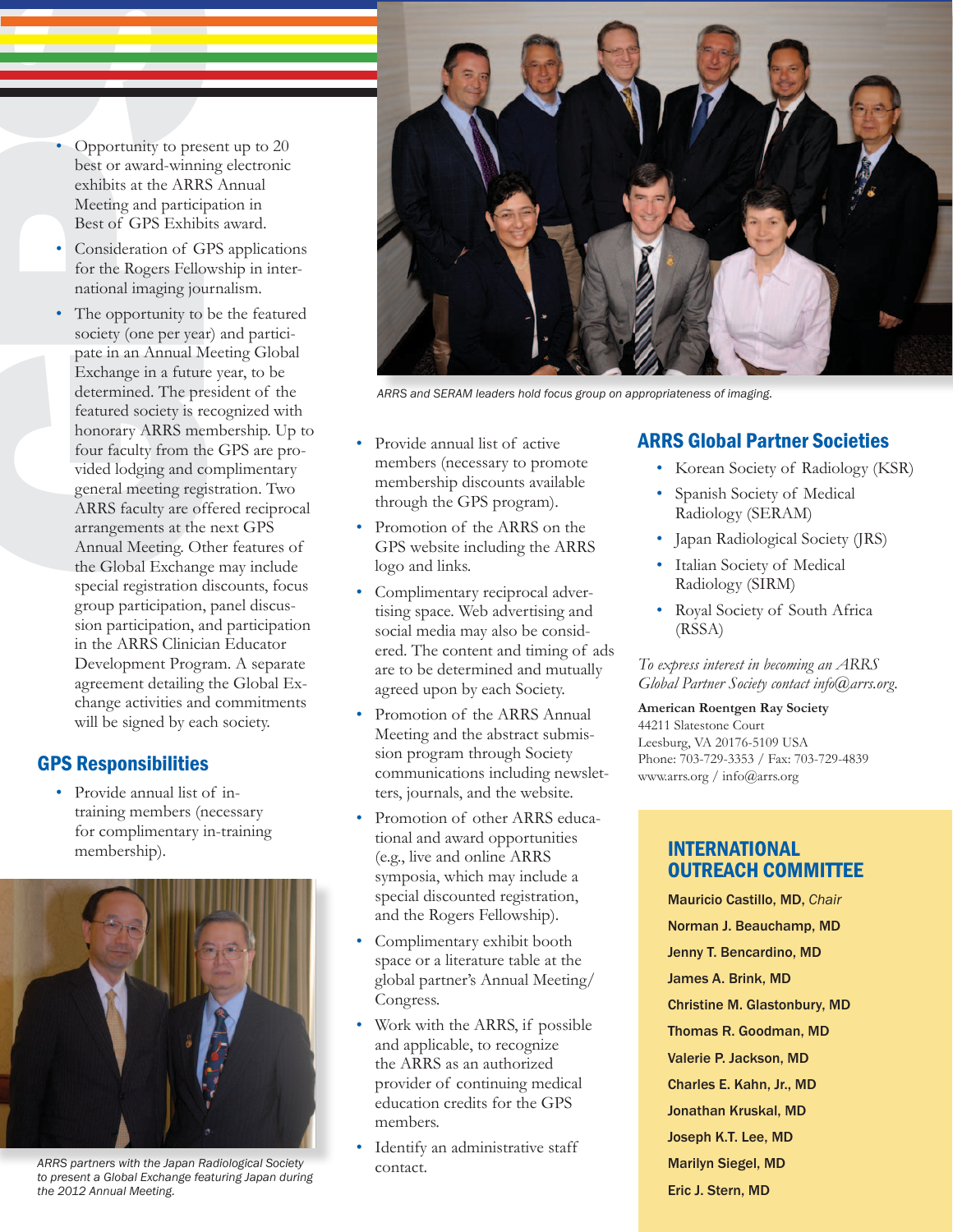- Opportunity to present up to 20 best or award-winning electronic exhibits at the ARRS Annual Meeting and participation in Best of GPS Exhibits award.
- Consideration of GPS applications for the Rogers Fellowship in international imaging journalism.
- The opportunity to be the featured society (one per year) and participate in an Annual Meeting Global Exchange in a future year, to be determined. The president of the featured society is recognized with honorary ARRS membership. Up to four faculty from the GPS are provided lodging and complimentary general meeting registration. Two ARRS faculty are offered reciprocal arrangements at the next GPS Annual Meeting. Other features of the Global Exchange may include special registration discounts, focus group participation, panel discussion participation, and participation in the ARRS Clinician Educator Development Program. A separate agreement detailing the Global Exchange activities and commitments will be signed by each society.

## GPS Responsibilities

- Provide annual list of in-training members (necessary for complimentary in-training membership).

ARRS partners with the Japan Radiological Society to present a Global Exchange featuring Japan during the 2012 Annual Meeting.

ARRS and SERAM leaders hold focus group on appropriateness of imaging.

- Provide annual list of active members (necessary to promote membership discounts available through the GPS program).
- Promotion of the ARRS on the GPS website including the ARRS logo and links.
- Complimentary reciprocal advertising space. Web advertising and social media may also be considered. The content and timing of ads are to be determined and mutually agreed upon by each Society.
- Promotion of the ARRS Annual Meeting and the abstract submission program through Society communications including newsletters, journals, and the website.
- Promotion of other ARRS educational and award opportunities (e.g., live and online ARRS symposia, which may include a special discounted registration, and the Rogers Fellowship).
- Complimentary exhibit booth space or a literature table at the global partner's Annual Meeting/Congress.
- Work with the ARRS, if possible and applicable, to recognize the ARRS as an authorized provider of continuing medical education credits for the GPS members.
- Identify an administrative staff contact.

## ARRS Global Partner Societies

- Korean Society of Radiology (KSR)
- Spanish Society of Medical Radiology (SERAM)
- Japan Radiological Society (JRS)
- Italian Society of Medical Radiology (SIRM)
- Royal Society of South Africa (RSSA)

*To express interest in becoming an ARRS Global Partner Society contact info@arrs.org.*

**American Roentgen Ray Society**
44211 Slatestone Court
Leesburg, VA 20176-5109 USA
Phone: 703-729-3353 / Fax: 703-729-4839
www.arrs.org / info@arrs.org

## INTERNATIONAL OUTREACH COMMITTEE

**Mauricio Castillo, MD,** *Chair*
**Norman J. Beauchamp, MD**
**Jenny T. Bencardino, MD**
**James A. Brink, MD**
**Christine M. Glastonbury, MD**
**Thomas R. Goodman, MD**
**Valerie P. Jackson, MD**
**Charles E. Kahn, Jr., MD**
**Jonathan Kruskal, MD**
**Joseph K.T. Lee, MD**
**Marilyn Siegel, MD**
**Eric J. Stern, MD**